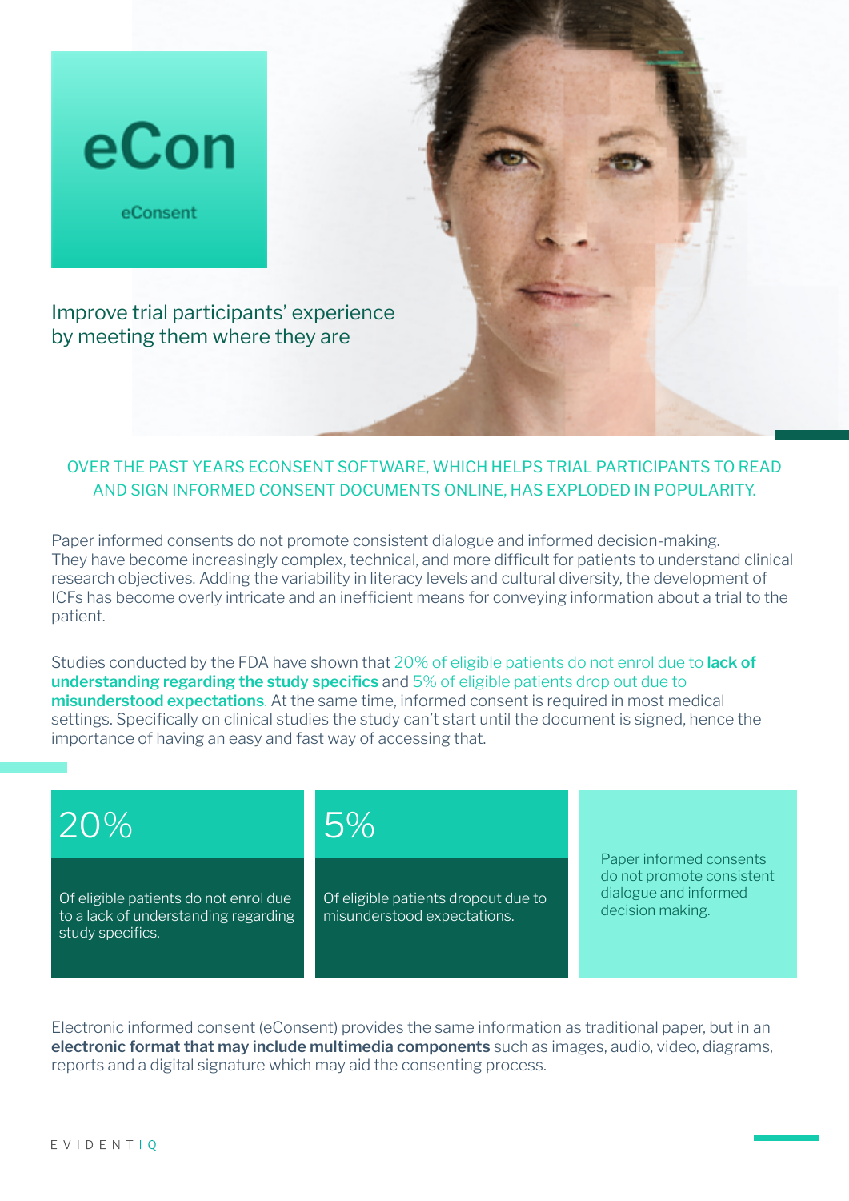# eCon

eConsent

## Improve trial participants' experience by meeting them where they are

OVER THE PAST YEARS ECONSENT SOFTWARE, WHICH HELPS TRIAL PARTICIPANTS TO READ AND SIGN INFORMED CONSENT DOCUMENTS ONLINE, HAS EXPLODED IN POPULARITY.

Paper informed consents do not promote consistent dialogue and informed decision-making. They have become increasingly complex, technical, and more difficult for patients to understand clinical research objectives. Adding the variability in literacy levels and cultural diversity, the development of ICFs has become overly intricate and an inefficient means for conveying information about a trial to the patient.

Studies conducted by the FDA have shown that 20% of eligible patients do not enrol due to **lack of understanding regarding the study specifics** and 5% of eligible patients drop out due to **misunderstood expectations**. At the same time, informed consent is required in most medical settings. Specifically on clinical studies the study can't start until the document is signed, hence the importance of having an easy and fast way of accessing that.

**20%**

Of eligible patients do not enrol due to a lack of understanding regarding study specifics.

**5%**

Of eligible patients dropout due to misunderstood expectations.

Paper informed consents do not promote consistent dialogue and informed decision making.

Electronic informed consent (eConsent) provides the same information as traditional paper, but in an **electronic format that may include multimedia components** such as images, audio, video, diagrams, reports and a digital signature which may aid the consenting process.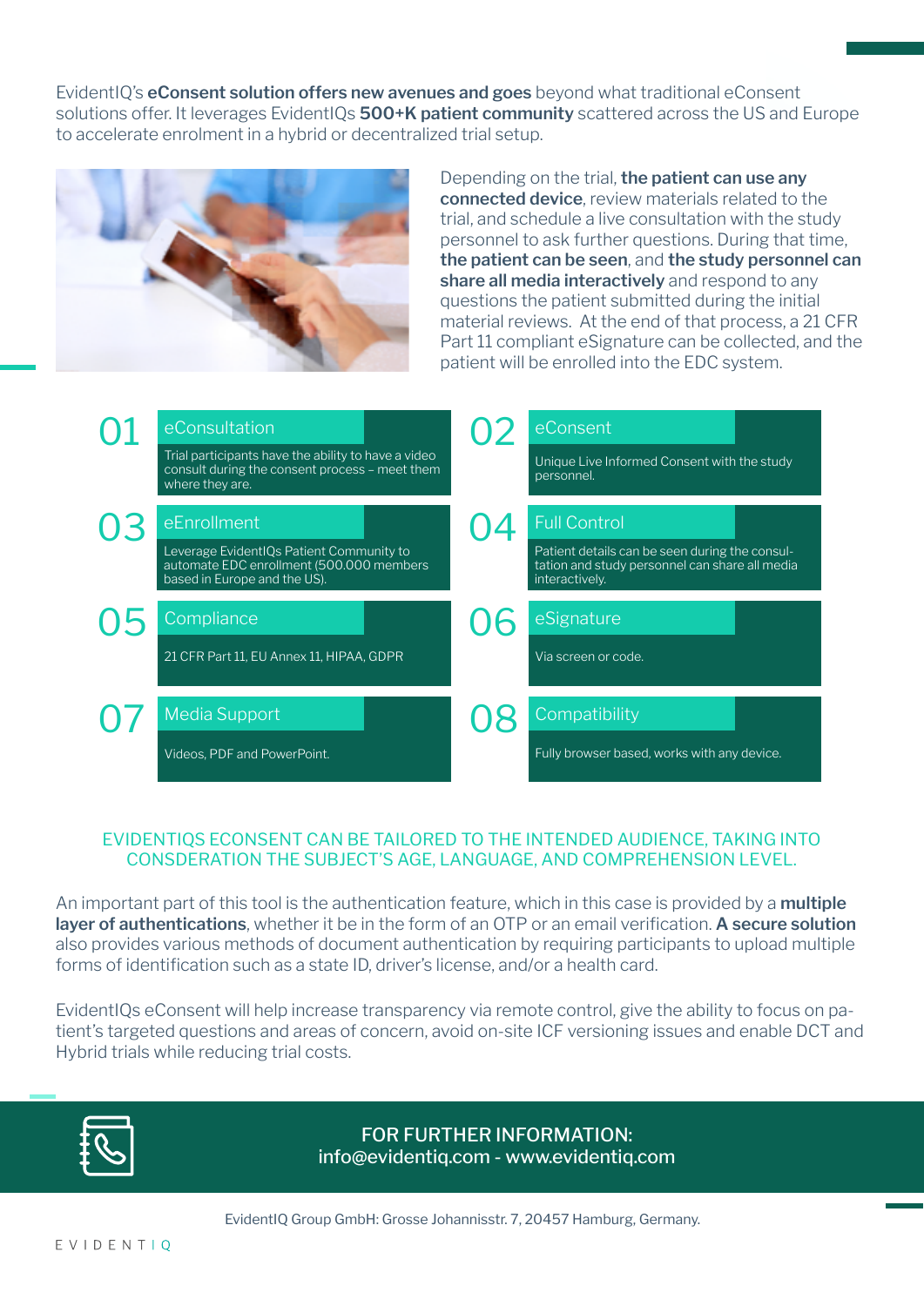EvidentIQ's **eConsent solution offers new avenues and goes** beyond what traditional eConsent solutions offer. It leverages EvidentIQs **500+K patient community** scattered across the US and Europe to accelerate enrolment in a hybrid or decentralized trial setup.

Depending on the trial, **the patient can use any connected device**, review materials related to the trial, and schedule a live consultation with the study personnel to ask further questions. During that time, **the patient can be seen**, and **the study personnel can share all media interactively** and respond to any questions the patient submitted during the initial material reviews. At the end of that process, a 21 CFR Part 11 compliant eSignature can be collected, and the patient will be enrolled into the EDC system.

**01 eConsultation**
Trial participants have the ability to have a video consult during the consent process – meet them where they are.

**02 eConsent**
Unique Live Informed Consent with the study personnel.

**03 eEnrollment**
Leverage EvidentIQs Patient Community to automate EDC enrollment (500.000 members based in Europe and the US).

**04 Full Control**
Patient details can be seen during the consultation and study personnel can share all media interactively.

**05 Compliance**
21 CFR Part 11, EU Annex 11, HIPAA, GDPR

**06 eSignature**
Via screen or code.

**07 Media Support**
Videos, PDF and PowerPoint.

**08 Compatibility**
Fully browser based, works with any device.

EVIDENTIQS ECONSENT CAN BE TAILORED TO THE INTENDED AUDIENCE, TAKING INTO CONSDERATION THE SUBJECT'S AGE, LANGUAGE, AND COMPREHENSION LEVEL.

An important part of this tool is the authentication feature, which in this case is provided by a **multiple layer of authentications**, whether it be in the form of an OTP or an email verification. **A secure solution** also provides various methods of document authentication by requiring participants to upload multiple forms of identification such as a state ID, driver's license, and/or a health card.

EvidentIQs eConsent will help increase transparency via remote control, give the ability to focus on patient's targeted questions and areas of concern, avoid on-site ICF versioning issues and enable DCT and Hybrid trials while reducing trial costs.

**FOR FURTHER INFORMATION:**
**info@evidentiq.com - www.evidentiq.com**

EvidentIQ Group GmbH: Grosse Johannisstr. 7, 20457 Hamburg, Germany.

EVIDENTIQ